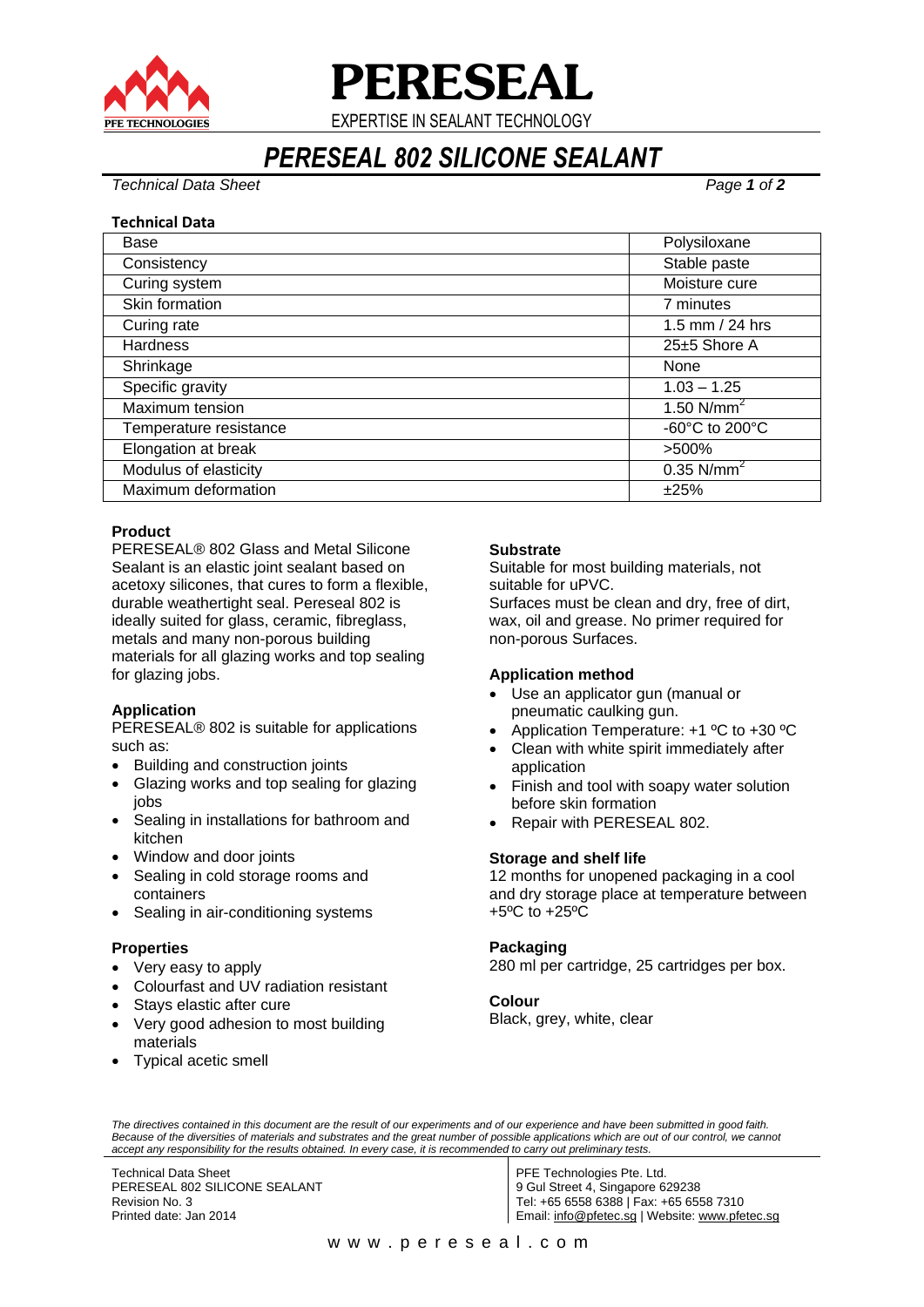# PERESEAL

EXPERTISE IN SEALANT TECHNOLOGY

# *PERESEAL 802 SILICONE SEALANT*

*Technical Data Sheet*

### Technical Data

| | |
|---|---|
| Base | Polysiloxane |
| Consistency | Stable paste |
| Curing system | Moisture cure |
| Skin formation | 7 minutes |
| Curing rate | 1.5 mm / 24 hrs |
| Hardness | 25±5 Shore A |
| Shrinkage | None |
| Specific gravity | 1.03 – 1.25 |
| Maximum tension | 1.50 N/mm$^2$ |
| Temperature resistance | -60°C to 200°C |
| Elongation at break | >500% |
| Modulus of elasticity | 0.35 N/mm$^2$ |
| Maximum deformation | ±25% |

### Product

PERESEAL® 802 Glass and Metal Silicone Sealant is an elastic joint sealant based on acetoxy silicones, that cures to form a flexible, durable weathertight seal. Pereseal 802 is ideally suited for glass, ceramic, fibreglass, metals and many non-porous building materials for all glazing works and top sealing for glazing jobs.

### Application

PERESEAL® 802 is suitable for applications such as:

- Building and construction joints
- Glazing works and top sealing for glazing jobs
- Sealing in installations for bathroom and kitchen
- Window and door joints
- Sealing in cold storage rooms and containers
- Sealing in air-conditioning systems

### Properties

- Very easy to apply
- Colourfast and UV radiation resistant
- Stays elastic after cure
- Very good adhesion to most building materials
- Typical acetic smell

### Substrate

Suitable for most building materials, not suitable for uPVC.
Surfaces must be clean and dry, free of dirt, wax, oil and grease. No primer required for non-porous Surfaces.

### Application method

- Use an applicator gun (manual or pneumatic caulking gun.
- Application Temperature: +1 ºC to +30 ºC
- Clean with white spirit immediately after application
- Finish and tool with soapy water solution before skin formation
- Repair with PERESEAL 802.

### Storage and shelf life

12 months for unopened packaging in a cool and dry storage place at temperature between +5ºC to +25ºC

### Packaging

280 ml per cartridge, 25 cartridges per box.

### Colour

Black, grey, white, clear

*The directives contained in this document are the result of our experiments and of our experience and have been submitted in good faith. Because of the diversities of materials and substrates and the great number of possible applications which are out of our control, we cannot accept any responsibility for the results obtained. In every case, it is recommended to carry out preliminary tests.*

Technical Data Sheet
PERESEAL 802 SILICONE SEALANT
Revision No. 3
Printed date: Jan 2014

PFE Technologies Pte. Ltd.
9 Gul Street 4, Singapore 629238
Tel: +65 6558 6388 | Fax: +65 6558 7310
Email: info@pfetec.sg | Website: www.pfetec.sg

www.pereseal.com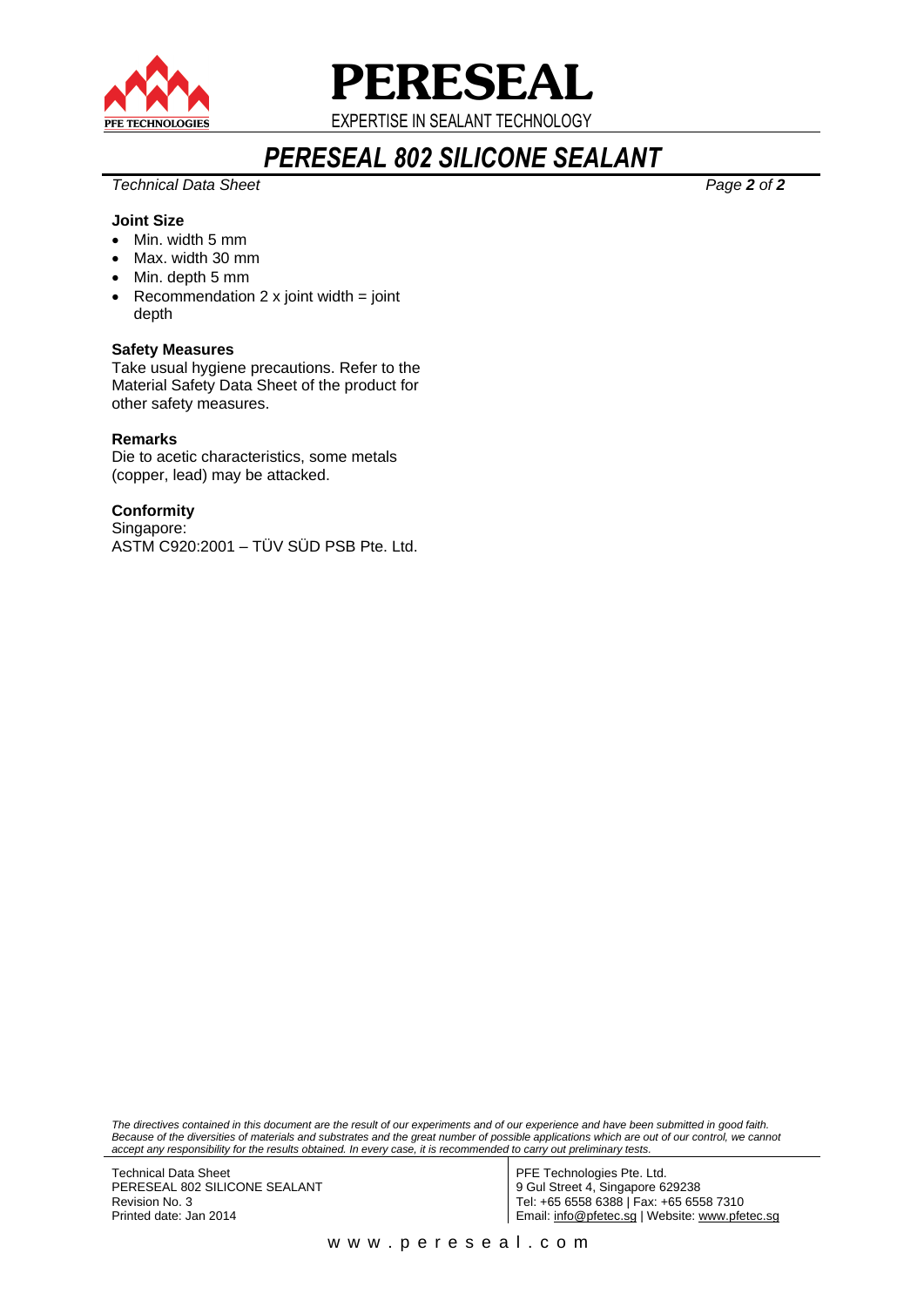### Joint Size

- Min. width 5 mm
- Max. width 30 mm
- Min. depth 5 mm
- Recommendation 2 x joint width = joint depth

### Safety Measures

Take usual hygiene precautions. Refer to the Material Safety Data Sheet of the product for other safety measures.

### Remarks

Die to acetic characteristics, some metals (copper, lead) may be attacked.

### Conformity

Singapore:
ASTM C920:2001 – TÜV SÜD PSB Pte. Ltd.

*The directives contained in this document are the result of our experiments and of our experience and have been submitted in good faith. Because of the diversities of materials and substrates and the great number of possible applications which are out of our control, we cannot accept any responsibility for the results obtained. In every case, it is recommended to carry out preliminary tests.*

Technical Data Sheet
PERESEAL 802 SILICONE SEALANT
Revision No. 3
Printed date: Jan 2014

PFE Technologies Pte. Ltd.
9 Gul Street 4, Singapore 629238
Tel: +65 6558 6388 | Fax: +65 6558 7310
Email: info@pfetec.sg | Website: www.pfetec.sg

www.pereseal.com